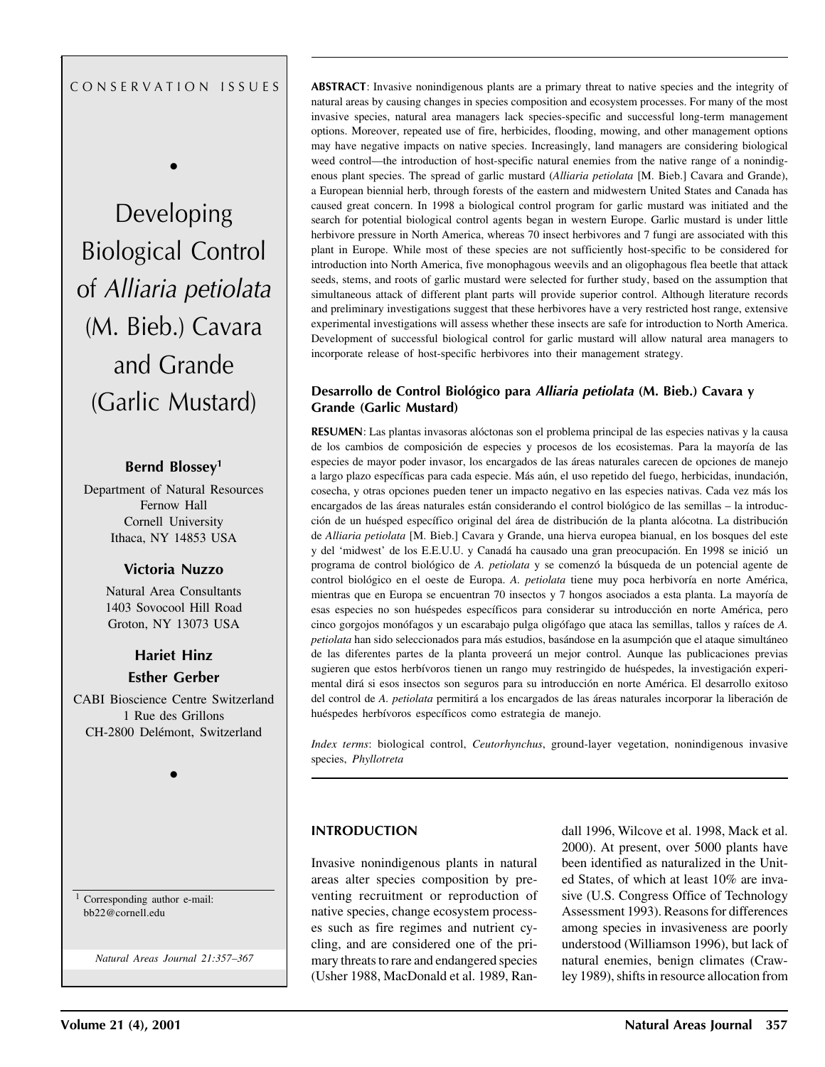CONSERVATION ISSUES

# Developing Biological Control of *Alliaria petiolata* (M. Bieb.) Cavara and Grande (Garlic Mustard)

**Bernd Blossey**[1]

Department of Natural Resources
Fernow Hall
Cornell University
Ithaca, NY 14853 USA

**Victoria Nuzzo**

Natural Area Consultants
1403 Sovocool Hill Road
Groton, NY 13073 USA

**Hariet Hinz**

**Esther Gerber**

CABI Bioscience Centre Switzerland
1 Rue des Grillons
CH-2800 Delémont, Switzerland

[1] Corresponding author e-mail: bb22@cornell.edu

*Natural Areas Journal 21:357–367*

**ABSTRACT**: Invasive nonindigenous plants are a primary threat to native species and the integrity of natural areas by causing changes in species composition and ecosystem processes. For many of the most invasive species, natural area managers lack species-specific and successful long-term management options. Moreover, repeated use of fire, herbicides, flooding, mowing, and other management options may have negative impacts on native species. Increasingly, land managers are considering biological weed control—the introduction of host-specific natural enemies from the native range of a nonindigenous plant species. The spread of garlic mustard (*Alliaria petiolata* [M. Bieb.] Cavara and Grande), a European biennial herb, through forests of the eastern and midwestern United States and Canada has caused great concern. In 1998 a biological control program for garlic mustard was initiated and the search for potential biological control agents began in western Europe. Garlic mustard is under little herbivore pressure in North America, whereas 70 insect herbivores and 7 fungi are associated with this plant in Europe. While most of these species are not sufficiently host-specific to be considered for introduction into North America, five monophagous weevils and an oligophagous flea beetle that attack seeds, stems, and roots of garlic mustard were selected for further study, based on the assumption that simultaneous attack of different plant parts will provide superior control. Although literature records and preliminary investigations suggest that these herbivores have a very restricted host range, extensive experimental investigations will assess whether these insects are safe for introduction to North America. Development of successful biological control for garlic mustard will allow natural area managers to incorporate release of host-specific herbivores into their management strategy.

### Desarrollo de Control Biológico para *Alliaria petiolata* (M. Bieb.) Cavara y Grande (Garlic Mustard)

**RESUMEN**: Las plantas invasoras alóctonas son el problema principal de las especies nativas y la causa de los cambios de composición de especies y procesos de los ecosistemas. Para la mayoría de las especies de mayor poder invasor, los encargados de las áreas naturales carecen de opciones de manejo a largo plazo específicas para cada especie. Más aún, el uso repetido del fuego, herbicidas, inundación, cosecha, y otras opciones pueden tener un impacto negativo en las especies nativas. Cada vez más los encargados de las áreas naturales están considerando el control biológico de las semillas – la introducción de un huésped específico original del área de distribución de la planta alócotna. La distribución de *Alliaria petiolata* [M. Bieb.] Cavara y Grande, una hierva europea bianual, en los bosques del este y del 'midwest' de los E.E.U.U. y Canadá ha causado una gran preocupación. En 1998 se inició un programa de control biológico de *A. petiolata* y se comenzó la búsqueda de un potencial agente de control biológico en el oeste de Europa. *A. petiolata* tiene muy poca herbivoría en norte América, mientras que en Europa se encuentran 70 insectos y 7 hongos asociados a esta planta. La mayoría de esas especies no son huéspedes específicos para considerar su introducción en norte América, pero cinco gorgojos monófagos y un escarabajo pulga oligófago que ataca las semillas, tallos y raíces de *A. petiolata* han sido seleccionados para más estudios, basándose en la asumpción que el ataque simultáneo de las diferentes partes de la planta proveerá un mejor control. Aunque las publicaciones previas sugieren que estos herbívoros tienen un rango muy restringido de huéspedes, la investigación experimental dirá si esos insectos son seguros para su introducción en norte América. El desarrollo exitoso del control de *A. petiolata* permitirá a los encargados de las áreas naturales incorporar la liberación de huéspedes herbívoros específicos como estrategia de manejo.

*Index terms*: biological control, *Ceutorhynchus*, ground-layer vegetation, nonindigenous invasive species, *Phyllotreta*

## INTRODUCTION

Invasive nonindigenous plants in natural areas alter species composition by preventing recruitment or reproduction of native species, change ecosystem processes such as fire regimes and nutrient cycling, and are considered one of the primary threats to rare and endangered species (Usher 1988, MacDonald et al. 1989, Randall 1996, Wilcove et al. 1998, Mack et al. 2000). At present, over 5000 plants have been identified as naturalized in the United States, of which at least 10% are invasive (U.S. Congress Office of Technology Assessment 1993). Reasons for differences among species in invasiveness are poorly understood (Williamson 1996), but lack of natural enemies, benign climates (Crawley 1989), shifts in resource allocation from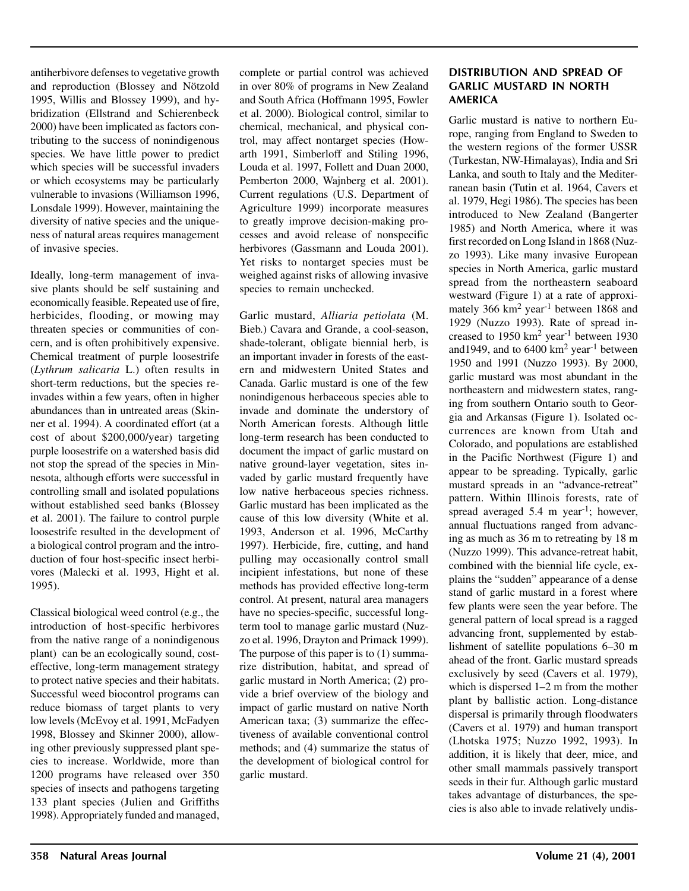antiherbivore defenses to vegetative growth and reproduction (Blossey and Nötzold 1995, Willis and Blossey 1999), and hybridization (Ellstrand and Schierenbeck 2000) have been implicated as factors contributing to the success of nonindigenous species. We have little power to predict which species will be successful invaders or which ecosystems may be particularly vulnerable to invasions (Williamson 1996, Lonsdale 1999). However, maintaining the diversity of native species and the uniqueness of natural areas requires management of invasive species.

Ideally, long-term management of invasive plants should be self sustaining and economically feasible. Repeated use of fire, herbicides, flooding, or mowing may threaten species or communities of concern, and is often prohibitively expensive. Chemical treatment of purple loosestrife (*Lythrum salicaria* L.) often results in short-term reductions, but the species reinvades within a few years, often in higher abundances than in untreated areas (Skinner et al. 1994). A coordinated effort (at a cost of about $200,000/year) targeting purple loosestrife on a watershed basis did not stop the spread of the species in Minnesota, although efforts were successful in controlling small and isolated populations without established seed banks (Blossey et al. 2001). The failure to control purple loosestrife resulted in the development of a biological control program and the introduction of four host-specific insect herbivores (Malecki et al. 1993, Hight et al. 1995).

Classical biological weed control (e.g., the introduction of host-specific herbivores from the native range of a nonindigenous plant) can be an ecologically sound, cost-effective, long-term management strategy to protect native species and their habitats. Successful weed biocontrol programs can reduce biomass of target plants to very low levels (McEvoy et al. 1991, McFadyen 1998, Blossey and Skinner 2000), allowing other previously suppressed plant species to increase. Worldwide, more than 1200 programs have released over 350 species of insects and pathogens targeting 133 plant species (Julien and Griffiths 1998). Appropriately funded and managed, complete or partial control was achieved in over 80% of programs in New Zealand and South Africa (Hoffmann 1995, Fowler et al. 2000). Biological control, similar to chemical, mechanical, and physical control, may affect nontarget species (Howarth 1991, Simberloff and Stiling 1996, Louda et al. 1997, Follett and Duan 2000, Pemberton 2000, Wajnberg et al. 2001). Current regulations (U.S. Department of Agriculture 1999) incorporate measures to greatly improve decision-making processes and avoid release of nonspecific herbivores (Gassmann and Louda 2001). Yet risks to nontarget species must be weighed against risks of allowing invasive species to remain unchecked.

Garlic mustard, *Alliaria petiolata* (M. Bieb.) Cavara and Grande, a cool-season, shade-tolerant, obligate biennial herb, is an important invader in forests of the eastern and midwestern United States and Canada. Garlic mustard is one of the few nonindigenous herbaceous species able to invade and dominate the understory of North American forests. Although little long-term research has been conducted to document the impact of garlic mustard on native ground-layer vegetation, sites invaded by garlic mustard frequently have low native herbaceous species richness. Garlic mustard has been implicated as the cause of this low diversity (White et al. 1993, Anderson et al. 1996, McCarthy 1997). Herbicide, fire, cutting, and hand pulling may occasionally control small incipient infestations, but none of these methods has provided effective long-term control. At present, natural area managers have no species-specific, successful long-term tool to manage garlic mustard (Nuzzo et al. 1996, Drayton and Primack 1999). The purpose of this paper is to (1) summarize distribution, habitat, and spread of garlic mustard in North America; (2) provide a brief overview of the biology and impact of garlic mustard on native North American taxa; (3) summarize the effectiveness of available conventional control methods; and (4) summarize the status of the development of biological control for garlic mustard.

## DISTRIBUTION AND SPREAD OF GARLIC MUSTARD IN NORTH AMERICA

Garlic mustard is native to northern Europe, ranging from England to Sweden to the western regions of the former USSR (Turkestan, NW-Himalayas), India and Sri Lanka, and south to Italy and the Mediterranean basin (Tutin et al. 1964, Cavers et al. 1979, Hegi 1986). The species has been introduced to New Zealand (Bangerter 1985) and North America, where it was first recorded on Long Island in 1868 (Nuzzo 1993). Like many invasive European species in North America, garlic mustard spread from the northeastern seaboard westward (Figure 1) at a rate of approximately 366 $km^2$ $year^{-1}$ between 1868 and 1929 (Nuzzo 1993). Rate of spread increased to 1950 $km^2$ $year^{-1}$ between 1930 and1949, and to 6400 $km^2$ $year^{-1}$ between 1950 and 1991 (Nuzzo 1993). By 2000, garlic mustard was most abundant in the northeastern and midwestern states, ranging from southern Ontario south to Georgia and Arkansas (Figure 1). Isolated occurrences are known from Utah and Colorado, and populations are established in the Pacific Northwest (Figure 1) and appear to be spreading. Typically, garlic mustard spreads in an "advance-retreat" pattern. Within Illinois forests, rate of spread averaged 5.4 m $year^{-1}$; however, annual fluctuations ranged from advancing as much as 36 m to retreating by 18 m (Nuzzo 1999). This advance-retreat habit, combined with the biennial life cycle, explains the "sudden" appearance of a dense stand of garlic mustard in a forest where few plants were seen the year before. The general pattern of local spread is a ragged advancing front, supplemented by establishment of satellite populations 6–30 m ahead of the front. Garlic mustard spreads exclusively by seed (Cavers et al. 1979), which is dispersed 1–2 m from the mother plant by ballistic action. Long-distance dispersal is primarily through floodwaters (Cavers et al. 1979) and human transport (Lhotska 1975; Nuzzo 1992, 1993). In addition, it is likely that deer, mice, and other small mammals passively transport seeds in their fur. Although garlic mustard takes advantage of disturbances, the species is also able to invade relatively undis-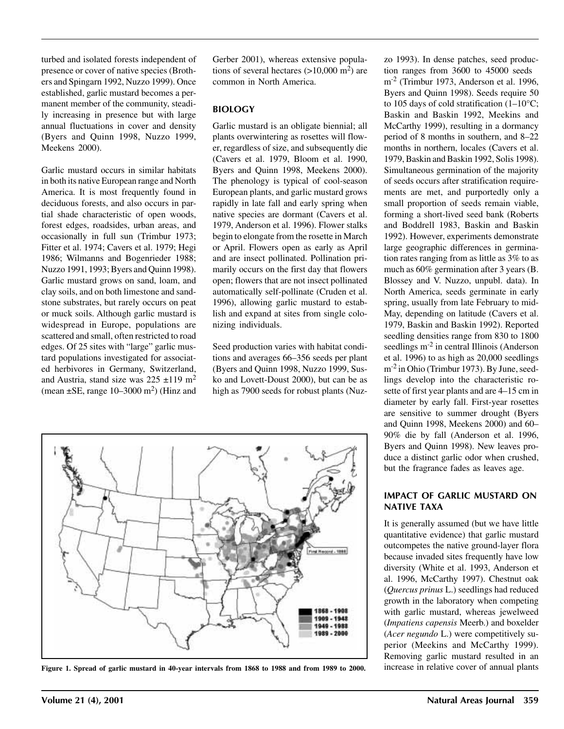turbed and isolated forests independent of presence or cover of native species (Brothers and Spingarn 1992, Nuzzo 1999). Once established, garlic mustard becomes a permanent member of the community, steadily increasing in presence but with large annual fluctuations in cover and density (Byers and Quinn 1998, Nuzzo 1999, Meekens 2000).

Garlic mustard occurs in similar habitats in both its native European range and North America. It is most frequently found in deciduous forests, and also occurs in partial shade characteristic of open woods, forest edges, roadsides, urban areas, and occasionally in full sun (Trimbur 1973; Fitter et al. 1974; Cavers et al. 1979; Hegi 1986; Wilmanns and Bogenrieder 1988; Nuzzo 1991, 1993; Byers and Quinn 1998). Garlic mustard grows on sand, loam, and clay soils, and on both limestone and sandstone substrates, but rarely occurs on peat or muck soils. Although garlic mustard is widespread in Europe, populations are scattered and small, often restricted to road edges. Of 25 sites with "large" garlic mustard populations investigated for associated herbivores in Germany, Switzerland, and Austria, stand size was 225 ±119 $m^2$ (mean ±SE, range 10–3000 $m^2$) (Hinz and Gerber 2001), whereas extensive populations of several hectares (>10,000 $m^2$) are common in North America.

## BIOLOGY

Garlic mustard is an obligate biennial; all plants overwintering as rosettes will flower, regardless of size, and subsequently die (Cavers et al. 1979, Bloom et al. 1990, Byers and Quinn 1998, Meekens 2000). The phenology is typical of cool-season European plants, and garlic mustard grows rapidly in late fall and early spring when native species are dormant (Cavers et al. 1979, Anderson et al. 1996). Flower stalks begin to elongate from the rosette in March or April. Flowers open as early as April and are insect pollinated. Pollination primarily occurs on the first day that flowers open; flowers that are not insect pollinated automatically self-pollinate (Cruden et al. 1996), allowing garlic mustard to establish and expand at sites from single colonizing individuals.

Seed production varies with habitat conditions and averages 66–356 seeds per plant (Byers and Quinn 1998, Nuzzo 1999, Susko and Lovett-Doust 2000), but can be as high as 7900 seeds for robust plants (Nuzzo 1993). In dense patches, seed production ranges from 3600 to 45000 seeds $m^{-2}$ (Trimbur 1973, Anderson et al. 1996, Byers and Quinn 1998). Seeds require 50 to 105 days of cold stratification (1–10°C; Baskin and Baskin 1992, Meekins and McCarthy 1999), resulting in a dormancy period of 8 months in southern, and 8–22 months in northern, locales (Cavers et al. 1979, Baskin and Baskin 1992, Solis 1998). Simultaneous germination of the majority of seeds occurs after stratification requirements are met, and purportedly only a small proportion of seeds remain viable, forming a short-lived seed bank (Roberts and Boddrell 1983, Baskin and Baskin 1992). However, experiments demonstrate large geographic differences in germination rates ranging from as little as 3% to as much as 60% germination after 3 years (B. Blossey and V. Nuzzo, unpubl. data). In North America, seeds germinate in early spring, usually from late February to mid-May, depending on latitude (Cavers et al. 1979, Baskin and Baskin 1992). Reported seedling densities range from 830 to 1800 seedlings $m^{-2}$ in central Illinois (Anderson et al. 1996) to as high as 20,000 seedlings $m^{-2}$ in Ohio (Trimbur 1973). By June, seedlings develop into the characteristic rosette of first year plants and are 4–15 cm in diameter by early fall. First-year rosettes are sensitive to summer drought (Byers and Quinn 1998, Meekens 2000) and 60–90% die by fall (Anderson et al. 1996, Byers and Quinn 1998). New leaves produce a distinct garlic odor when crushed, but the fragrance fades as leaves age.

First Record - 1868

1868 - 1908
1909 - 1948
1949 - 1988
1989 - 2000

**Figure 1. Spread of garlic mustard in 40-year intervals from 1868 to 1988 and from 1989 to 2000.**

## IMPACT OF GARLIC MUSTARD ON NATIVE TAXA

It is generally assumed (but we have little quantitative evidence) that garlic mustard outcompetes the native ground-layer flora because invaded sites frequently have low diversity (White et al. 1993, Anderson et al. 1996, McCarthy 1997). Chestnut oak (*Quercus prinus* L.) seedlings had reduced growth in the laboratory when competing with garlic mustard, whereas jewelweed (*Impatiens capensis* Meerb.) and boxelder (*Acer negundo* L.) were competitively superior (Meekins and McCarthy 1999). Removing garlic mustard resulted in an increase in relative cover of annual plants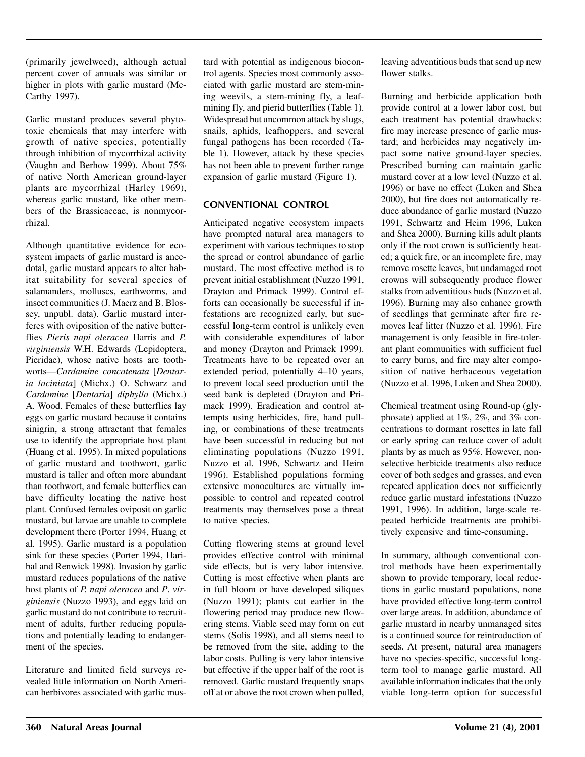(primarily jewelweed), although actual percent cover of annuals was similar or higher in plots with garlic mustard (McCarthy 1997).

Garlic mustard produces several phytotoxic chemicals that may interfere with growth of native species, potentially through inhibition of mycorrhizal activity (Vaughn and Berhow 1999). About 75% of native North American ground-layer plants are mycorrhizal (Harley 1969), whereas garlic mustard, like other members of the Brassicaceae, is nonmycorrhizal.

Although quantitative evidence for ecosystem impacts of garlic mustard is anecdotal, garlic mustard appears to alter habitat suitability for several species of salamanders, molluscs, earthworms, and insect communities (J. Maerz and B. Blossey, unpubl. data). Garlic mustard interferes with oviposition of the native butterflies *Pieris napi oleracea* Harris and *P. virginiensis* W.H. Edwards (Lepidoptera, Pieridae), whose native hosts are toothworts—*Cardamine concatenata* [*Dentaria laciniata*] (Michx.) O. Schwarz and *Cardamine* [*Dentaria*] *diphylla* (Michx.) A. Wood. Females of these butterflies lay eggs on garlic mustard because it contains sinigrin, a strong attractant that females use to identify the appropriate host plant (Huang et al. 1995). In mixed populations of garlic mustard and toothwort, garlic mustard is taller and often more abundant than toothwort, and female butterflies can have difficulty locating the native host plant. Confused females oviposit on garlic mustard, but larvae are unable to complete development there (Porter 1994, Huang et al. 1995). Garlic mustard is a population sink for these species (Porter 1994, Haribal and Renwick 1998). Invasion by garlic mustard reduces populations of the native host plants of *P. napi oleracea* and *P. virginiensis* (Nuzzo 1993), and eggs laid on garlic mustard do not contribute to recruitment of adults, further reducing populations and potentially leading to endangerment of the species.

Literature and limited field surveys revealed little information on North American herbivores associated with garlic mustard with potential as indigenous biocontrol agents. Species most commonly associated with garlic mustard are stem-mining weevils, a stem-mining fly, a leaf-mining fly, and pierid butterflies (Table 1). Widespread but uncommon attack by slugs, snails, aphids, leafhoppers, and several fungal pathogens has been recorded (Table 1). However, attack by these species has not been able to prevent further range expansion of garlic mustard (Figure 1).

## CONVENTIONAL CONTROL

Anticipated negative ecosystem impacts have prompted natural area managers to experiment with various techniques to stop the spread or control abundance of garlic mustard. The most effective method is to prevent initial establishment (Nuzzo 1991, Drayton and Primack 1999). Control efforts can occasionally be successful if infestations are recognized early, but successful long-term control is unlikely even with considerable expenditures of labor and money (Drayton and Primack 1999). Treatments have to be repeated over an extended period, potentially 4–10 years, to prevent local seed production until the seed bank is depleted (Drayton and Primack 1999). Eradication and control attempts using herbicides, fire, hand pulling, or combinations of these treatments have been successful in reducing but not eliminating populations (Nuzzo 1991, Nuzzo et al. 1996, Schwartz and Heim 1996). Established populations forming extensive monocultures are virtually impossible to control and repeated control treatments may themselves pose a threat to native species.

Cutting flowering stems at ground level provides effective control with minimal side effects, but is very labor intensive. Cutting is most effective when plants are in full bloom or have developed siliques (Nuzzo 1991); plants cut earlier in the flowering period may produce new flowering stems. Viable seed may form on cut stems (Solis 1998), and all stems need to be removed from the site, adding to the labor costs. Pulling is very labor intensive but effective if the upper half of the root is removed. Garlic mustard frequently snaps off at or above the root crown when pulled, leaving adventitious buds that send up new flower stalks.

Burning and herbicide application both provide control at a lower labor cost, but each treatment has potential drawbacks: fire may increase presence of garlic mustard; and herbicides may negatively impact some native ground-layer species. Prescribed burning can maintain garlic mustard cover at a low level (Nuzzo et al. 1996) or have no effect (Luken and Shea 2000), but fire does not automatically reduce abundance of garlic mustard (Nuzzo 1991, Schwartz and Heim 1996, Luken and Shea 2000). Burning kills adult plants only if the root crown is sufficiently heated; a quick fire, or an incomplete fire, may remove rosette leaves, but undamaged root crowns will subsequently produce flower stalks from adventitious buds (Nuzzo et al. 1996). Burning may also enhance growth of seedlings that germinate after fire removes leaf litter (Nuzzo et al. 1996). Fire management is only feasible in fire-tolerant plant communities with sufficient fuel to carry burns, and fire may alter composition of native herbaceous vegetation (Nuzzo et al. 1996, Luken and Shea 2000).

Chemical treatment using Round-up (glyphosate) applied at 1%, 2%, and 3% concentrations to dormant rosettes in late fall or early spring can reduce cover of adult plants by as much as 95%. However, nonselective herbicide treatments also reduce cover of both sedges and grasses, and even repeated application does not sufficiently reduce garlic mustard infestations (Nuzzo 1991, 1996). In addition, large-scale repeated herbicide treatments are prohibitively expensive and time-consuming.

In summary, although conventional control methods have been experimentally shown to provide temporary, local reductions in garlic mustard populations, none have provided effective long-term control over large areas. In addition, abundance of garlic mustard in nearby unmanaged sites is a continued source for reintroduction of seeds. At present, natural area managers have no species-specific, successful long-term tool to manage garlic mustard. All available information indicates that the only viable long-term option for successful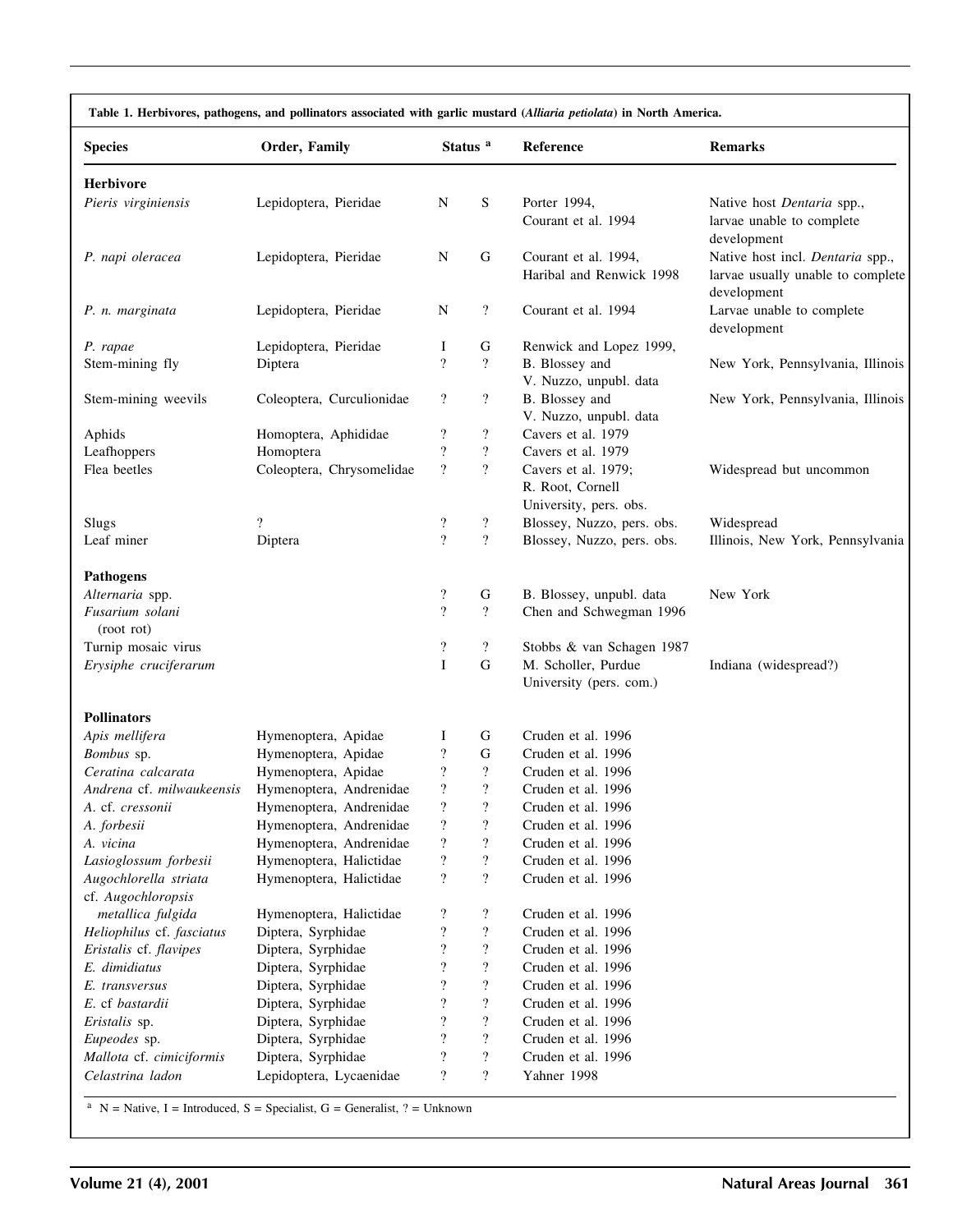**Table 1. Herbivores, pathogens, and pollinators associated with garlic mustard (*Alliaria petiolata*) in North America.**

| Species | Order, Family | Status [a] | | Reference | Remarks |
|---|---|---|---|---|---|
| **Herbivore** | | | | | |
| *Pieris virginiensis* | Lepidoptera, Pieridae | N | S | Porter 1994, Courant et al. 1994 | Native host *Dentaria* spp., larvae unable to complete development |
| *P. napi oleracea* | Lepidoptera, Pieridae | N | G | Courant et al. 1994, Haribal and Renwick 1998 | Native host incl. *Dentaria* spp., larvae usually unable to complete development |
| *P. n. marginata* | Lepidoptera, Pieridae | N | ? | Courant et al. 1994 | Larvae unable to complete development |
| *P. rapae* | Lepidoptera, Pieridae | I | G | Renwick and Lopez 1999, | |
| Stem-mining fly | Diptera | ? | ? | B. Blossey and V. Nuzzo, unpubl. data | New York, Pennsylvania, Illinois |
| Stem-mining weevils | Coleoptera, Curculionidae | ? | ? | B. Blossey and V. Nuzzo, unpubl. data | New York, Pennsylvania, Illinois |
| Aphids | Homoptera, Aphididae | ? | ? | Cavers et al. 1979 | |
| Leafhoppers | Homoptera | ? | ? | Cavers et al. 1979 | |
| Flea beetles | Coleoptera, Chrysomelidae | ? | ? | Cavers et al. 1979; R. Root, Cornell University, pers. obs. | Widespread but uncommon |
| Slugs | ? | ? | ? | Blossey, Nuzzo, pers. obs. | Widespread |
| Leaf miner | Diptera | ? | ? | Blossey, Nuzzo, pers. obs. | Illinois, New York, Pennsylvania |
| **Pathogens** | | | | | |
| *Alternaria* spp. | | ? | G | B. Blossey, unpubl. data | New York |
| *Fusarium solani* (root rot) | | ? | ? | Chen and Schwegman 1996 | |
| Turnip mosaic virus | | ? | ? | Stobbs & van Schagen 1987 | |
| *Erysiphe cruciferarum* | | I | G | M. Scholler, Purdue University (pers. com.) | Indiana (widespread?) |
| **Pollinators** | | | | | |
| *Apis mellifera* | Hymenoptera, Apidae | I | G | Cruden et al. 1996 | |
| *Bombus* sp. | Hymenoptera, Apidae | ? | G | Cruden et al. 1996 | |
| *Ceratina calcarata* | Hymenoptera, Apidae | ? | ? | Cruden et al. 1996 | |
| *Andrena* cf. *milwaukeensis* | Hymenoptera, Andrenidae | ? | ? | Cruden et al. 1996 | |
| *A.* cf. *cressonii* | Hymenoptera, Andrenidae | ? | ? | Cruden et al. 1996 | |
| *A. forbesii* | Hymenoptera, Andrenidae | ? | ? | Cruden et al. 1996 | |
| *A. vicina* | Hymenoptera, Andrenidae | ? | ? | Cruden et al. 1996 | |
| *Lasioglossum forbesii* | Hymenoptera, Halictidae | ? | ? | Cruden et al. 1996 | |
| *Augochlorella striata* | Hymenoptera, Halictidae | ? | ? | Cruden et al. 1996 | |
| cf. *Augochloropsis metallica fulgida* | Hymenoptera, Halictidae | ? | ? | Cruden et al. 1996 | |
| *Heliophilus* cf. *fasciatus* | Diptera, Syrphidae | ? | ? | Cruden et al. 1996 | |
| *Eristalis* cf. *flavipes* | Diptera, Syrphidae | ? | ? | Cruden et al. 1996 | |
| *E. dimidiatus* | Diptera, Syrphidae | ? | ? | Cruden et al. 1996 | |
| *E. transversus* | Diptera, Syrphidae | ? | ? | Cruden et al. 1996 | |
| *E.* cf *bastardii* | Diptera, Syrphidae | ? | ? | Cruden et al. 1996 | |
| *Eristalis* sp. | Diptera, Syrphidae | ? | ? | Cruden et al. 1996 | |
| *Eupeodes* sp. | Diptera, Syrphidae | ? | ? | Cruden et al. 1996 | |
| *Mallota* cf. *cimiciformis* | Diptera, Syrphidae | ? | ? | Cruden et al. 1996 | |
| *Celastrina ladon* | Lepidoptera, Lycaenidae | ? | ? | Yahner 1998 | |

[a] N = Native, I = Introduced, S = Specialist, G = Generalist, ? = Unknown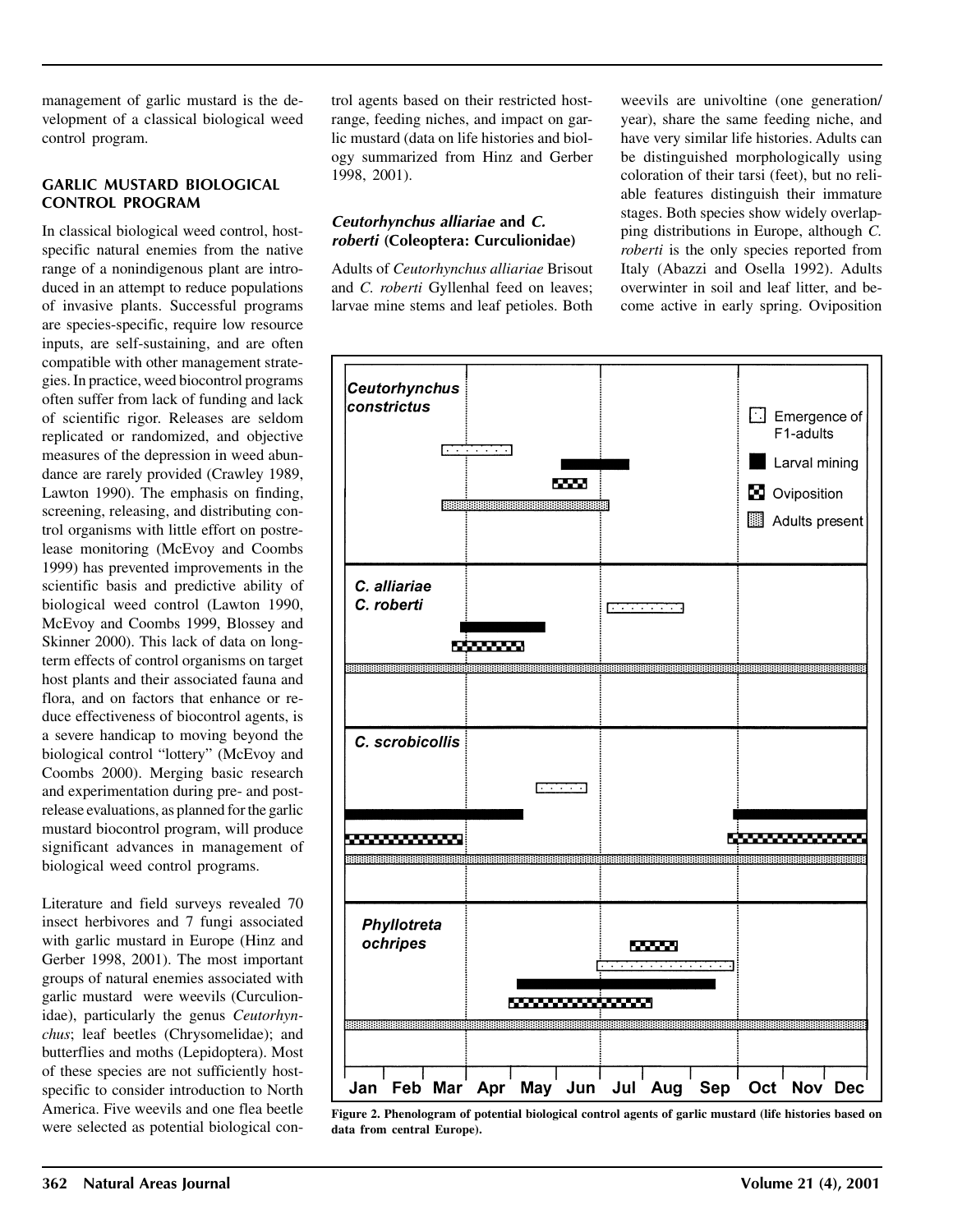management of garlic mustard is the development of a classical biological weed control program.

## GARLIC MUSTARD BIOLOGICAL CONTROL PROGRAM

In classical biological weed control, host-specific natural enemies from the native range of a nonindigenous plant are introduced in an attempt to reduce populations of invasive plants. Successful programs are species-specific, require low resource inputs, are self-sustaining, and are often compatible with other management strategies. In practice, weed biocontrol programs often suffer from lack of funding and lack of scientific rigor. Releases are seldom replicated or randomized, and objective measures of the depression in weed abundance are rarely provided (Crawley 1989, Lawton 1990). The emphasis on finding, screening, releasing, and distributing control organisms with little effort on postrelease monitoring (McEvoy and Coombs 1999) has prevented improvements in the scientific basis and predictive ability of biological weed control (Lawton 1990, McEvoy and Coombs 1999, Blossey and Skinner 2000). This lack of data on long-term effects of control organisms on target host plants and their associated fauna and flora, and on factors that enhance or reduce effectiveness of biocontrol agents, is a severe handicap to moving beyond the biological control "lottery" (McEvoy and Coombs 2000). Merging basic research and experimentation during pre- and post-release evaluations, as planned for the garlic mustard biocontrol program, will produce significant advances in management of biological weed control programs.

Literature and field surveys revealed 70 insect herbivores and 7 fungi associated with garlic mustard in Europe (Hinz and Gerber 1998, 2001). The most important groups of natural enemies associated with garlic mustard were weevils (Curculionidae), particularly the genus *Ceutorhynchus*; leaf beetles (Chrysomelidae); and butterflies and moths (Lepidoptera). Most of these species are not sufficiently host-specific to consider introduction to North America. Five weevils and one flea beetle were selected as potential biological control agents based on their restricted host-range, feeding niches, and impact on garlic mustard (data on life histories and biology summarized from Hinz and Gerber 1998, 2001).

### *Ceutorhynchus alliariae* and *C. roberti* (Coleoptera: Curculionidae)

Adults of *Ceutorhynchus alliariae* Brisout and *C. roberti* Gyllenhal feed on leaves; larvae mine stems and leaf petioles. Both weevils are univoltine (one generation/year), share the same feeding niche, and have very similar life histories. Adults can be distinguished morphologically using coloration of their tarsi (feet), but no reliable features distinguish their immature stages. Both species show widely overlapping distributions in Europe, although *C. roberti* is the only species reported from Italy (Abazzi and Osella 1992). Adults overwinter in soil and leaf litter, and become active in early spring. Oviposition

Ceutorhynchus constrictus

Emergence of F1-adults

Larval mining

Oviposition

Adults present

C. alliariae
C. roberti

C. scrobicollis

Phyllotreta ochripes

Jan Feb Mar Apr May Jun Jul Aug Sep Oct Nov Dec

**Figure 2. Phenologram of potential biological control agents of garlic mustard (life histories based on data from central Europe).**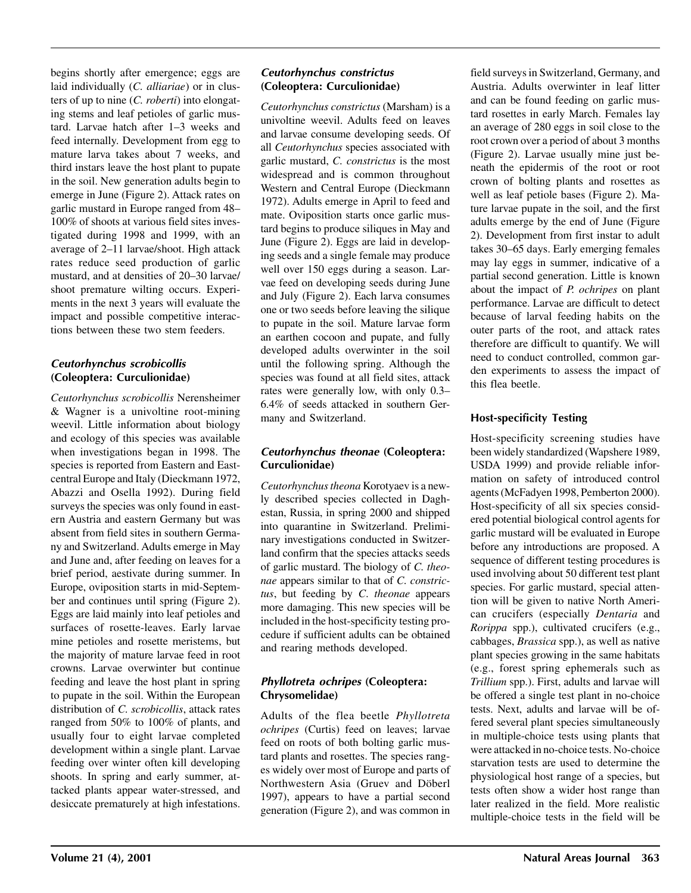begins shortly after emergence; eggs are laid individually (*C. alliariae*) or in clusters of up to nine (*C. roberti*) into elongating stems and leaf petioles of garlic mustard. Larvae hatch after 1–3 weeks and feed internally. Development from egg to mature larva takes about 7 weeks, and third instars leave the host plant to pupate in the soil. New generation adults begin to emerge in June (Figure 2). Attack rates on garlic mustard in Europe ranged from 48–100% of shoots at various field sites investigated during 1998 and 1999, with an average of 2–11 larvae/shoot. High attack rates reduce seed production of garlic mustard, and at densities of 20–30 larvae/shoot premature wilting occurs. Experiments in the next 3 years will evaluate the impact and possible competitive interactions between these two stem feeders.

### *Ceutorhynchus scrobicollis* (Coleoptera: Curculionidae)

*Ceutorhynchus scrobicollis* Nerensheimer & Wagner is a univoltine root-mining weevil. Little information about biology and ecology of this species was available when investigations began in 1998. The species is reported from Eastern and East-central Europe and Italy (Dieckmann 1972, Abazzi and Osella 1992). During field surveys the species was only found in eastern Austria and eastern Germany but was absent from field sites in southern Germany and Switzerland. Adults emerge in May and June and, after feeding on leaves for a brief period, aestivate during summer. In Europe, oviposition starts in mid-September and continues until spring (Figure 2). Eggs are laid mainly into leaf petioles and surfaces of rosette-leaves. Early larvae mine petioles and rosette meristems, but the majority of mature larvae feed in root crowns. Larvae overwinter but continue feeding and leave the host plant in spring to pupate in the soil. Within the European distribution of *C. scrobicollis*, attack rates ranged from 50% to 100% of plants, and usually four to eight larvae completed development within a single plant. Larvae feeding over winter often kill developing shoots. In spring and early summer, attacked plants appear water-stressed, and desiccate prematurely at high infestations.

### *Ceutorhynchus constrictus* (Coleoptera: Curculionidae)

*Ceutorhynchus constrictus* (Marsham) is a univoltine weevil. Adults feed on leaves and larvae consume developing seeds. Of all *Ceutorhynchus* species associated with garlic mustard, *C. constrictus* is the most widespread and is common throughout Western and Central Europe (Dieckmann 1972). Adults emerge in April to feed and mate. Oviposition starts once garlic mustard begins to produce siliques in May and June (Figure 2). Eggs are laid in developing seeds and a single female may produce well over 150 eggs during a season. Larvae feed on developing seeds during June and July (Figure 2). Each larva consumes one or two seeds before leaving the silique to pupate in the soil. Mature larvae form an earthen cocoon and pupate, and fully developed adults overwinter in the soil until the following spring. Although the species was found at all field sites, attack rates were generally low, with only 0.3–6.4% of seeds attacked in southern Germany and Switzerland.

### *Ceutorhynchus theonae* (Coleoptera: Curculionidae)

*Ceutorhynchus theona* Korotyaev is a newly described species collected in Daghestan, Russia, in spring 2000 and shipped into quarantine in Switzerland. Preliminary investigations conducted in Switzerland confirm that the species attacks seeds of garlic mustard. The biology of *C. theonae* appears similar to that of *C. constrictus*, but feeding by *C. theonae* appears more damaging. This new species will be included in the host-specificity testing procedure if sufficient adults can be obtained and rearing methods developed.

### *Phyllotreta ochripes* (Coleoptera: Chrysomelidae)

Adults of the flea beetle *Phyllotreta ochripes* (Curtis) feed on leaves; larvae feed on roots of both bolting garlic mustard plants and rosettes. The species ranges widely over most of Europe and parts of Northwestern Asia (Gruev and Döberl 1997), appears to have a partial second generation (Figure 2), and was common in field surveys in Switzerland, Germany, and Austria. Adults overwinter in leaf litter and can be found feeding on garlic mustard rosettes in early March. Females lay an average of 280 eggs in soil close to the root crown over a period of about 3 months (Figure 2). Larvae usually mine just beneath the epidermis of the root or root crown of bolting plants and rosettes as well as leaf petiole bases (Figure 2). Mature larvae pupate in the soil, and the first adults emerge by the end of June (Figure 2). Development from first instar to adult takes 30–65 days. Early emerging females may lay eggs in summer, indicative of a partial second generation. Little is known about the impact of *P. ochripes* on plant performance. Larvae are difficult to detect because of larval feeding habits on the outer parts of the root, and attack rates therefore are difficult to quantify. We will need to conduct controlled, common garden experiments to assess the impact of this flea beetle.

## Host-specificity Testing

Host-specificity screening studies have been widely standardized (Wapshere 1989, USDA 1999) and provide reliable information on safety of introduced control agents (McFadyen 1998, Pemberton 2000). Host-specificity of all six species considered potential biological control agents for garlic mustard will be evaluated in Europe before any introductions are proposed. A sequence of different testing procedures is used involving about 50 different test plant species. For garlic mustard, special attention will be given to native North American crucifers (especially *Dentaria* and *Rorippa* spp.), cultivated crucifers (e.g., cabbages, *Brassica* spp.), as well as native plant species growing in the same habitats (e.g., forest spring ephemerals such as *Trillium* spp.). First, adults and larvae will be offered a single test plant in no-choice tests. Next, adults and larvae will be offered several plant species simultaneously in multiple-choice tests using plants that were attacked in no-choice tests. No-choice starvation tests are used to determine the physiological host range of a species, but tests often show a wider host range than later realized in the field. More realistic multiple-choice tests in the field will be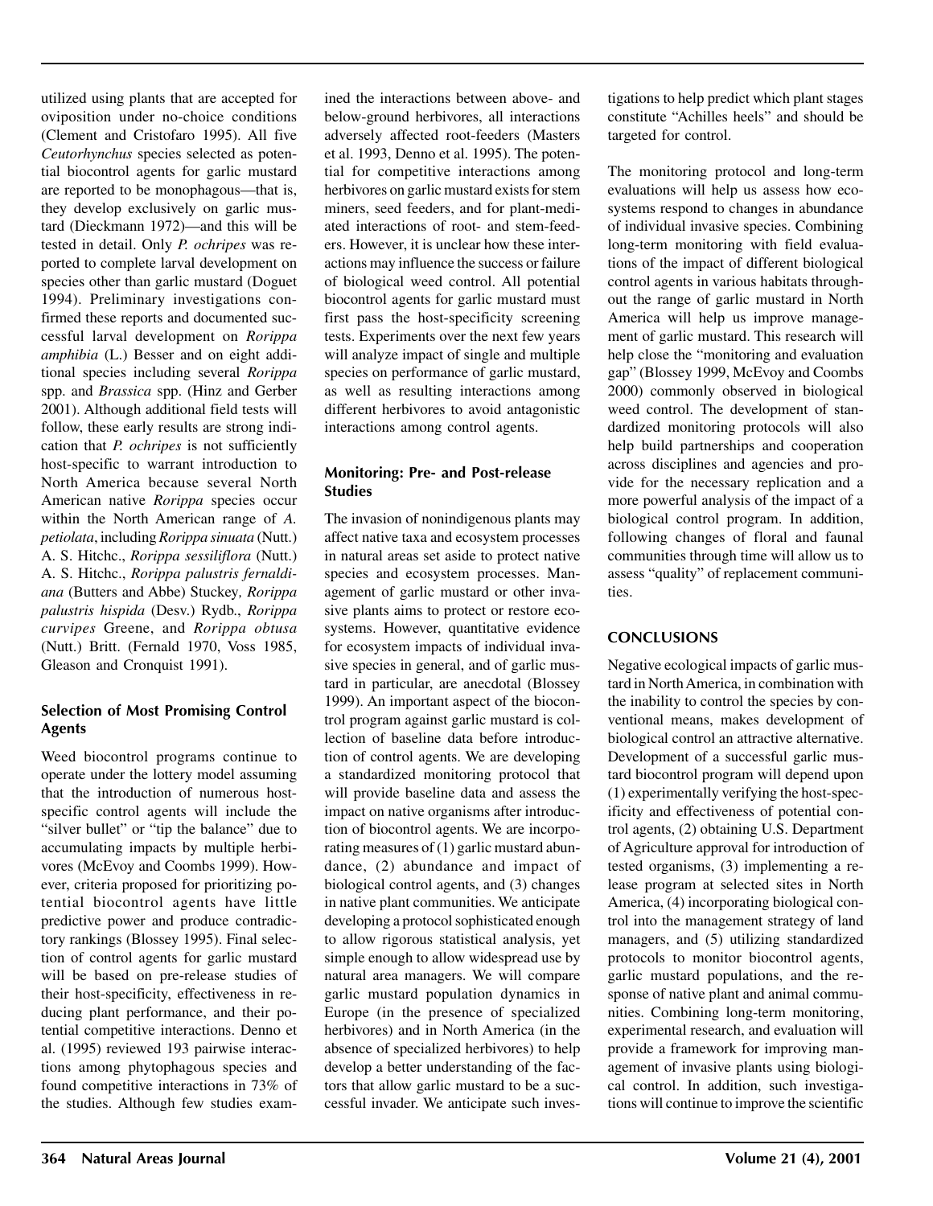utilized using plants that are accepted for oviposition under no-choice conditions (Clement and Cristofaro 1995). All five *Ceutorhynchus* species selected as potential biocontrol agents for garlic mustard are reported to be monophagous—that is, they develop exclusively on garlic mustard (Dieckmann 1972)—and this will be tested in detail. Only *P. ochripes* was reported to complete larval development on species other than garlic mustard (Doguet 1994). Preliminary investigations confirmed these reports and documented successful larval development on *Rorippa amphibia* (L.) Besser and on eight additional species including several *Rorippa* spp. and *Brassica* spp. (Hinz and Gerber 2001). Although additional field tests will follow, these early results are strong indication that *P. ochripes* is not sufficiently host-specific to warrant introduction to North America because several North American native *Rorippa* species occur within the North American range of *A. petiolata*, including *Rorippa sinuata* (Nutt.) A. S. Hitchc., *Rorippa sessiliflora* (Nutt.) A. S. Hitchc., *Rorippa palustris fernaldiana* (Butters and Abbe) Stuckey, *Rorippa palustris hispida* (Desv.) Rydb., *Rorippa curvipes* Greene, and *Rorippa obtusa* (Nutt.) Britt. (Fernald 1970, Voss 1985, Gleason and Cronquist 1991).

### Selection of Most Promising Control Agents

Weed biocontrol programs continue to operate under the lottery model assuming that the introduction of numerous host-specific control agents will include the "silver bullet" or "tip the balance" due to accumulating impacts by multiple herbivores (McEvoy and Coombs 1999). However, criteria proposed for prioritizing potential biocontrol agents have little predictive power and produce contradictory rankings (Blossey 1995). Final selection of control agents for garlic mustard will be based on pre-release studies of their host-specificity, effectiveness in reducing plant performance, and their potential competitive interactions. Denno et al. (1995) reviewed 193 pairwise interactions among phytophagous species and found competitive interactions in 73% of the studies. Although few studies examined the interactions between above- and below-ground herbivores, all interactions adversely affected root-feeders (Masters et al. 1993, Denno et al. 1995). The potential for competitive interactions among herbivores on garlic mustard exists for stem miners, seed feeders, and for plant-mediated interactions of root- and stem-feeders. However, it is unclear how these interactions may influence the success or failure of biological weed control. All potential biocontrol agents for garlic mustard must first pass the host-specificity screening tests. Experiments over the next few years will analyze impact of single and multiple species on performance of garlic mustard, as well as resulting interactions among different herbivores to avoid antagonistic interactions among control agents.

### Monitoring: Pre- and Post-release Studies

The invasion of nonindigenous plants may affect native taxa and ecosystem processes in natural areas set aside to protect native species and ecosystem processes. Management of garlic mustard or other invasive plants aims to protect or restore ecosystems. However, quantitative evidence for ecosystem impacts of individual invasive species in general, and of garlic mustard in particular, are anecdotal (Blossey 1999). An important aspect of the biocontrol program against garlic mustard is collection of baseline data before introduction of control agents. We are developing a standardized monitoring protocol that will provide baseline data and assess the impact on native organisms after introduction of biocontrol agents. We are incorporating measures of (1) garlic mustard abundance, (2) abundance and impact of biological control agents, and (3) changes in native plant communities. We anticipate developing a protocol sophisticated enough to allow rigorous statistical analysis, yet simple enough to allow widespread use by natural area managers. We will compare garlic mustard population dynamics in Europe (in the presence of specialized herbivores) and in North America (in the absence of specialized herbivores) to help develop a better understanding of the factors that allow garlic mustard to be a successful invader. We anticipate such investigations to help predict which plant stages constitute "Achilles heels" and should be targeted for control.

The monitoring protocol and long-term evaluations will help us assess how ecosystems respond to changes in abundance of individual invasive species. Combining long-term monitoring with field evaluations of the impact of different biological control agents in various habitats throughout the range of garlic mustard in North America will help us improve management of garlic mustard. This research will help close the "monitoring and evaluation gap" (Blossey 1999, McEvoy and Coombs 2000) commonly observed in biological weed control. The development of standardized monitoring protocols will also help build partnerships and cooperation across disciplines and agencies and provide for the necessary replication and a more powerful analysis of the impact of a biological control program. In addition, following changes of floral and faunal communities through time will allow us to assess "quality" of replacement communities.

## CONCLUSIONS

Negative ecological impacts of garlic mustard in North America, in combination with the inability to control the species by conventional means, makes development of biological control an attractive alternative. Development of a successful garlic mustard biocontrol program will depend upon (1) experimentally verifying the host-specificity and effectiveness of potential control agents, (2) obtaining U.S. Department of Agriculture approval for introduction of tested organisms, (3) implementing a release program at selected sites in North America, (4) incorporating biological control into the management strategy of land managers, and (5) utilizing standardized protocols to monitor biocontrol agents, garlic mustard populations, and the response of native plant and animal communities. Combining long-term monitoring, experimental research, and evaluation will provide a framework for improving management of invasive plants using biological control. In addition, such investigations will continue to improve the scientific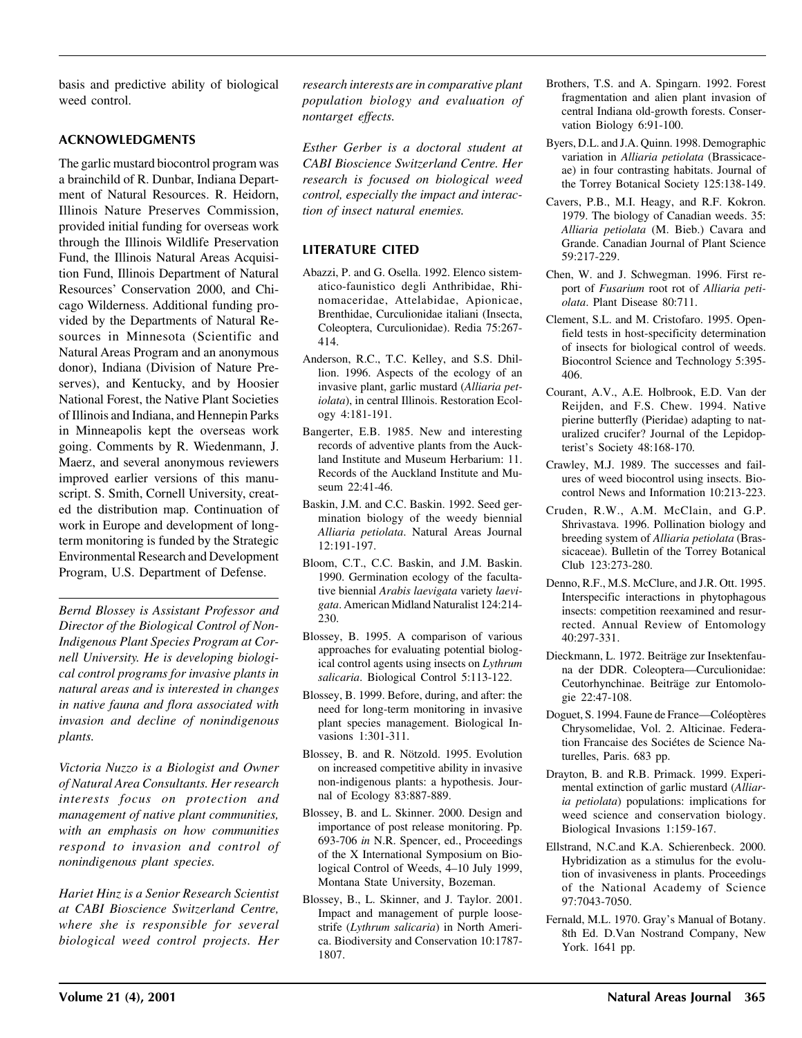basis and predictive ability of biological weed control.

## ACKNOWLEDGMENTS

The garlic mustard biocontrol program was a brainchild of R. Dunbar, Indiana Department of Natural Resources. R. Heidorn, Illinois Nature Preserves Commission, provided initial funding for overseas work through the Illinois Wildlife Preservation Fund, the Illinois Natural Areas Acquisition Fund, Illinois Department of Natural Resources' Conservation 2000, and Chicago Wilderness. Additional funding provided by the Departments of Natural Resources in Minnesota (Scientific and Natural Areas Program and an anonymous donor), Indiana (Division of Nature Preserves), and Kentucky, and by Hoosier National Forest, the Native Plant Societies of Illinois and Indiana, and Hennepin Parks in Minneapolis kept the overseas work going. Comments by R. Wiedenmann, J. Maerz, and several anonymous reviewers improved earlier versions of this manuscript. S. Smith, Cornell University, created the distribution map. Continuation of work in Europe and development of long-term monitoring is funded by the Strategic Environmental Research and Development Program, U.S. Department of Defense.

---

*Bernd Blossey is Assistant Professor and Director of the Biological Control of Non-Indigenous Plant Species Program at Cornell University. He is developing biological control programs for invasive plants in natural areas and is interested in changes in native fauna and flora associated with invasion and decline of nonindigenous plants.*

*Victoria Nuzzo is a Biologist and Owner of Natural Area Consultants. Her research interests focus on protection and management of native plant communities, with an emphasis on how communities respond to invasion and control of nonindigenous plant species.*

*Hariet Hinz is a Senior Research Scientist at CABI Bioscience Switzerland Centre, where she is responsible for several biological weed control projects. Her research interests are in comparative plant population biology and evaluation of nontarget effects.*

*Esther Gerber is a doctoral student at CABI Bioscience Switzerland Centre. Her research is focused on biological weed control, especially the impact and interaction of insect natural enemies.*

## LITERATURE CITED

Abazzi, P. and G. Osella. 1992. Elenco sistematico-faunistico degli Anthribidae, Rhinomaceridae, Attelabidae, Apionicae, Brenthidae, Curculionidae italiani (Insecta, Coleoptera, Curculionidae). Redia 75:267-414.

Anderson, R.C., T.C. Kelley, and S.S. Dhillion. 1996. Aspects of the ecology of an invasive plant, garlic mustard (*Alliaria petiolata*), in central Illinois. Restoration Ecology 4:181-191.

Bangerter, E.B. 1985. New and interesting records of adventive plants from the Auckland Institute and Museum Herbarium: 11. Records of the Auckland Institute and Museum 22:41-46.

Baskin, J.M. and C.C. Baskin. 1992. Seed germination biology of the weedy biennial *Alliaria petiolata*. Natural Areas Journal 12:191-197.

Bloom, C.T., C.C. Baskin, and J.M. Baskin. 1990. Germination ecology of the facultative biennial *Arabis laevigata* variety *laevigata*. American Midland Naturalist 124:214-230.

Blossey, B. 1995. A comparison of various approaches for evaluating potential biological control agents using insects on *Lythrum salicaria*. Biological Control 5:113-122.

Blossey, B. 1999. Before, during, and after: the need for long-term monitoring in invasive plant species management. Biological Invasions 1:301-311.

Blossey, B. and R. Nötzold. 1995. Evolution on increased competitive ability in invasive non-indigenous plants: a hypothesis. Journal of Ecology 83:887-889.

Blossey, B. and L. Skinner. 2000. Design and importance of post release monitoring. Pp. 693-706 *in* N.R. Spencer, ed., Proceedings of the X International Symposium on Biological Control of Weeds, 4–10 July 1999, Montana State University, Bozeman.

Blossey, B., L. Skinner, and J. Taylor. 2001. Impact and management of purple loosestrife (*Lythrum salicaria*) in North America. Biodiversity and Conservation 10:1787-1807.

Brothers, T.S. and A. Spingarn. 1992. Forest fragmentation and alien plant invasion of central Indiana old-growth forests. Conservation Biology 6:91-100.

Byers, D.L. and J.A. Quinn. 1998. Demographic variation in *Alliaria petiolata* (Brassicaceae) in four contrasting habitats. Journal of the Torrey Botanical Society 125:138-149.

Cavers, P.B., M.I. Heagy, and R.F. Kokron. 1979. The biology of Canadian weeds. 35: *Alliaria petiolata* (M. Bieb.) Cavara and Grande. Canadian Journal of Plant Science 59:217-229.

Chen, W. and J. Schwegman. 1996. First report of *Fusarium* root rot of *Alliaria petiolata*. Plant Disease 80:711.

Clement, S.L. and M. Cristofaro. 1995. Open-field tests in host-specificity determination of insects for biological control of weeds. Biocontrol Science and Technology 5:395-406.

Courant, A.V., A.E. Holbrook, E.D. Van der Reijden, and F.S. Chew. 1994. Native pierine butterfly (Pieridae) adapting to naturalized crucifer? Journal of the Lepidopterist's Society 48:168-170.

Crawley, M.J. 1989. The successes and failures of weed biocontrol using insects. Biocontrol News and Information 10:213-223.

Cruden, R.W., A.M. McClain, and G.P. Shrivastava. 1996. Pollination biology and breeding system of *Alliaria petiolata* (Brassicaceae). Bulletin of the Torrey Botanical Club 123:273-280.

Denno, R.F., M.S. McClure, and J.R. Ott. 1995. Interspecific interactions in phytophagous insects: competition reexamined and resurrected. Annual Review of Entomology 40:297-331.

Dieckmann, L. 1972. Beiträge zur Insektenfauna der DDR. Coleoptera—Curculionidae: Ceutorhynchinae. Beiträge zur Entomologie 22:47-108.

Doguet, S. 1994. Faune de France—Coléoptères Chrysomelidae, Vol. 2. Alticinae. Federation Francaise des Sociétes de Science Naturelles, Paris. 683 pp.

Drayton, B. and R.B. Primack. 1999. Experimental extinction of garlic mustard (*Alliaria petiolata*) populations: implications for weed science and conservation biology. Biological Invasions 1:159-167.

Ellstrand, N.C.and K.A. Schierenbeck. 2000. Hybridization as a stimulus for the evolution of invasiveness in plants. Proceedings of the National Academy of Science 97:7043-7050.

Fernald, M.L. 1970. Gray's Manual of Botany. 8th Ed. D.Van Nostrand Company, New York. 1641 pp.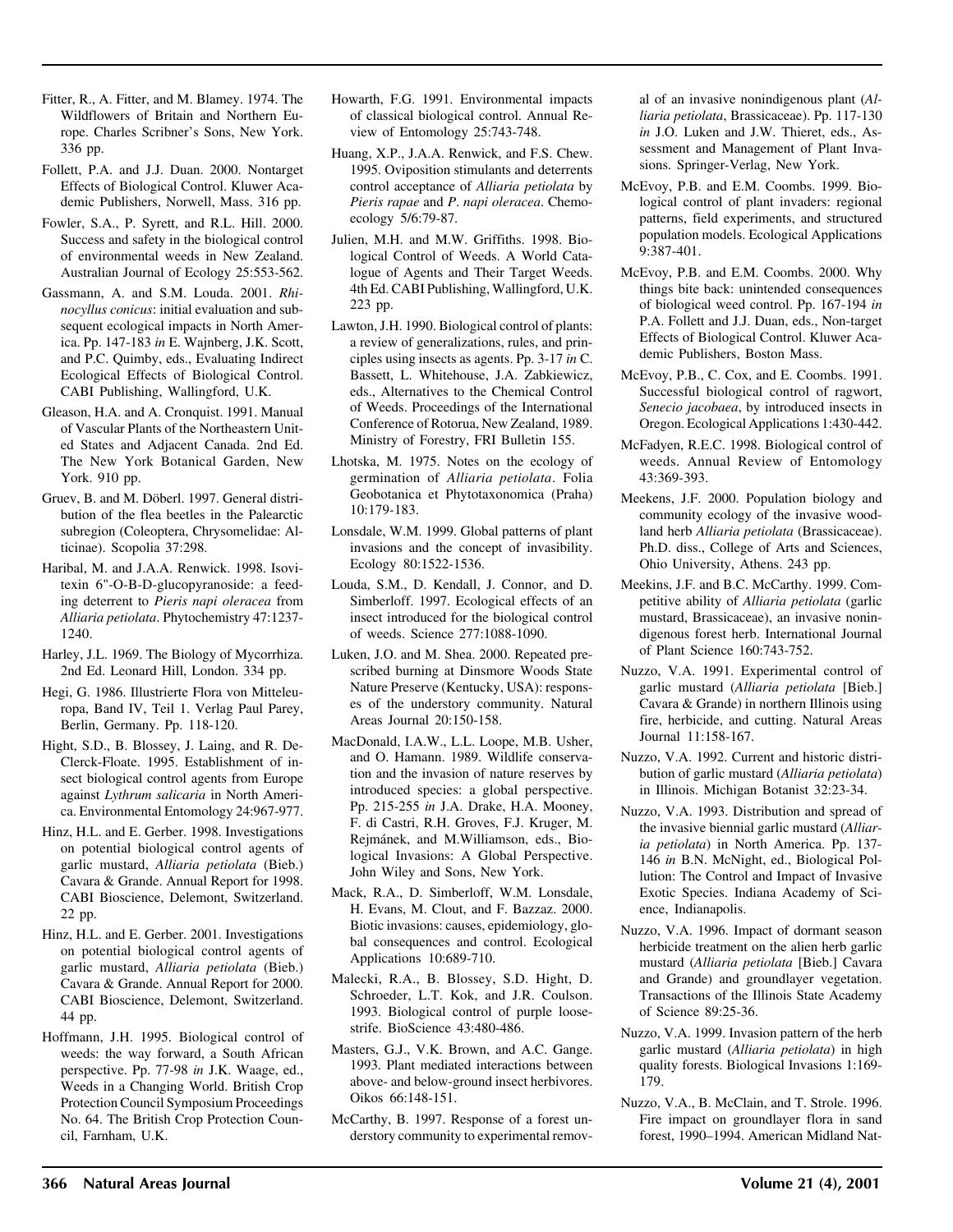Fitter, R., A. Fitter, and M. Blamey. 1974. The Wildflowers of Britain and Northern Europe. Charles Scribner's Sons, New York. 336 pp.

Follett, P.A. and J.J. Duan. 2000. Nontarget Effects of Biological Control. Kluwer Academic Publishers, Norwell, Mass. 316 pp.

Fowler, S.A., P. Syrett, and R.L. Hill. 2000. Success and safety in the biological control of environmental weeds in New Zealand. Australian Journal of Ecology 25:553-562.

Gassmann, A. and S.M. Louda. 2001. *Rhinocyllus conicus*: initial evaluation and subsequent ecological impacts in North America. Pp. 147-183 *in* E. Wajnberg, J.K. Scott, and P.C. Quimby, eds., Evaluating Indirect Ecological Effects of Biological Control. CABI Publishing, Wallingford, U.K.

Gleason, H.A. and A. Cronquist. 1991. Manual of Vascular Plants of the Northeastern United States and Adjacent Canada. 2nd Ed. The New York Botanical Garden, New York. 910 pp.

Gruev, B. and M. Döberl. 1997. General distribution of the flea beetles in the Palearctic subregion (Coleoptera, Chrysomelidae: Alticinae). Scopolia 37:298.

Haribal, M. and J.A.A. Renwick. 1998. Isovitexin 6"-O-B-D-glucopyranoside: a feeding deterrent to *Pieris napi oleracea* from *Alliaria petiolata*. Phytochemistry 47:1237-1240.

Harley, J.L. 1969. The Biology of Mycorrhiza. 2nd Ed. Leonard Hill, London. 334 pp.

Hegi, G. 1986. Illustrierte Flora von Mitteleuropa, Band IV, Teil 1. Verlag Paul Parey, Berlin, Germany. Pp. 118-120.

Hight, S.D., B. Blossey, J. Laing, and R. DeClerck-Floate. 1995. Establishment of insect biological control agents from Europe against *Lythrum salicaria* in North America. Environmental Entomology 24:967-977.

Hinz, H.L. and E. Gerber. 1998. Investigations on potential biological control agents of garlic mustard, *Alliaria petiolata* (Bieb.) Cavara & Grande. Annual Report for 1998. CABI Bioscience, Delemont, Switzerland. 22 pp.

Hinz, H.L. and E. Gerber. 2001. Investigations on potential biological control agents of garlic mustard, *Alliaria petiolata* (Bieb.) Cavara & Grande. Annual Report for 2000. CABI Bioscience, Delemont, Switzerland. 44 pp.

Hoffmann, J.H. 1995. Biological control of weeds: the way forward, a South African perspective. Pp. 77-98 *in* J.K. Waage, ed., Weeds in a Changing World. British Crop Protection Council Symposium Proceedings No. 64. The British Crop Protection Council, Farnham, U.K.

Howarth, F.G. 1991. Environmental impacts of classical biological control. Annual Review of Entomology 25:743-748.

Huang, X.P., J.A.A. Renwick, and F.S. Chew. 1995. Oviposition stimulants and deterrents control acceptance of *Alliaria petiolata* by *Pieris rapae* and *P. napi oleracea*. Chemoecology 5/6:79-87.

Julien, M.H. and M.W. Griffiths. 1998. Biological Control of Weeds. A World Catalogue of Agents and Their Target Weeds. 4th Ed. CABI Publishing, Wallingford, U.K. 223 pp.

Lawton, J.H. 1990. Biological control of plants: a review of generalizations, rules, and principles using insects as agents. Pp. 3-17 *in* C. Bassett, L. Whitehouse, J.A. Zabkiewicz, eds., Alternatives to the Chemical Control of Weeds. Proceedings of the International Conference of Rotorua, New Zealand, 1989. Ministry of Forestry, FRI Bulletin 155.

Lhotska, M. 1975. Notes on the ecology of germination of *Alliaria petiolata*. Folia Geobotanica et Phytotaxonomica (Praha) 10:179-183.

Lonsdale, W.M. 1999. Global patterns of plant invasions and the concept of invasibility. Ecology 80:1522-1536.

Louda, S.M., D. Kendall, J. Connor, and D. Simberloff. 1997. Ecological effects of an insect introduced for the biological control of weeds. Science 277:1088-1090.

Luken, J.O. and M. Shea. 2000. Repeated prescribed burning at Dinsmore Woods State Nature Preserve (Kentucky, USA): responses of the understory community. Natural Areas Journal 20:150-158.

MacDonald, I.A.W., L.L. Loope, M.B. Usher, and O. Hamann. 1989. Wildlife conservation and the invasion of nature reserves by introduced species: a global perspective. Pp. 215-255 *in* J.A. Drake, H.A. Mooney, F. di Castri, R.H. Groves, F.J. Kruger, M. Rejmánek, and M.Williamson, eds., Biological Invasions: A Global Perspective. John Wiley and Sons, New York.

Mack, R.A., D. Simberloff, W.M. Lonsdale, H. Evans, M. Clout, and F. Bazzaz. 2000. Biotic invasions: causes, epidemiology, global consequences and control. Ecological Applications 10:689-710.

Malecki, R.A., B. Blossey, S.D. Hight, D. Schroeder, L.T. Kok, and J.R. Coulson. 1993. Biological control of purple loosestrife. BioScience 43:480-486.

Masters, G.J., V.K. Brown, and A.C. Gange. 1993. Plant mediated interactions between above- and below-ground insect herbivores. Oikos 66:148-151.

McCarthy, B. 1997. Response of a forest understory community to experimental removal of an invasive nonindigenous plant (*Alliaria petiolata*, Brassicaceae). Pp. 117-130 *in* J.O. Luken and J.W. Thieret, eds., Assessment and Management of Plant Invasions. Springer-Verlag, New York.

McEvoy, P.B. and E.M. Coombs. 1999. Biological control of plant invaders: regional patterns, field experiments, and structured population models. Ecological Applications 9:387-401.

McEvoy, P.B. and E.M. Coombs. 2000. Why things bite back: unintended consequences of biological weed control. Pp. 167-194 *in* P.A. Follett and J.J. Duan, eds., Non-target Effects of Biological Control. Kluwer Academic Publishers, Boston Mass.

McEvoy, P.B., C. Cox, and E. Coombs. 1991. Successful biological control of ragwort, *Senecio jacobaea*, by introduced insects in Oregon. Ecological Applications 1:430-442.

McFadyen, R.E.C. 1998. Biological control of weeds. Annual Review of Entomology 43:369-393.

Meekens, J.F. 2000. Population biology and community ecology of the invasive woodland herb *Alliaria petiolata* (Brassicaceae). Ph.D. diss., College of Arts and Sciences, Ohio University, Athens. 243 pp.

Meekins, J.F. and B.C. McCarthy. 1999. Competitive ability of *Alliaria petiolata* (garlic mustard, Brassicaceae), an invasive nonindigenous forest herb. International Journal of Plant Science 160:743-752.

Nuzzo, V.A. 1991. Experimental control of garlic mustard (*Alliaria petiolata* [Bieb.] Cavara & Grande) in northern Illinois using fire, herbicide, and cutting. Natural Areas Journal 11:158-167.

Nuzzo, V.A. 1992. Current and historic distribution of garlic mustard (*Alliaria petiolata*) in Illinois. Michigan Botanist 32:23-34.

Nuzzo, V.A. 1993. Distribution and spread of the invasive biennial garlic mustard (*Alliaria petiolata*) in North America. Pp. 137-146 *in* B.N. McNight, ed., Biological Pollution: The Control and Impact of Invasive Exotic Species. Indiana Academy of Science, Indianapolis.

Nuzzo, V.A. 1996. Impact of dormant season herbicide treatment on the alien herb garlic mustard (*Alliaria petiolata* [Bieb.] Cavara and Grande) and groundlayer vegetation. Transactions of the Illinois State Academy of Science 89:25-36.

Nuzzo, V.A. 1999. Invasion pattern of the herb garlic mustard (*Alliaria petiolata*) in high quality forests. Biological Invasions 1:169-179.

Nuzzo, V.A., B. McClain, and T. Strole. 1996. Fire impact on groundlayer flora in sand forest, 1990–1994. American Midland Nat-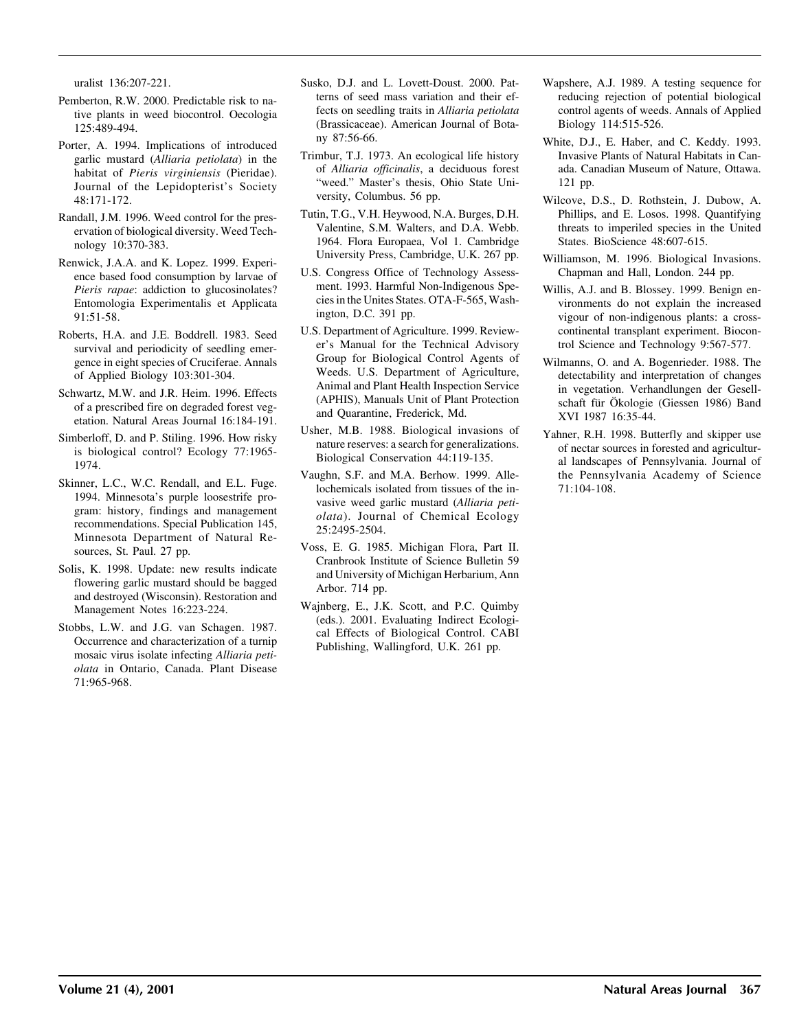uralist 136:207-221.

Pemberton, R.W. 2000. Predictable risk to native plants in weed biocontrol. Oecologia 125:489-494.

Porter, A. 1994. Implications of introduced garlic mustard (*Alliaria petiolata*) in the habitat of *Pieris virginiensis* (Pieridae). Journal of the Lepidopterist's Society 48:171-172.

Randall, J.M. 1996. Weed control for the preservation of biological diversity. Weed Technology 10:370-383.

Renwick, J.A.A. and K. Lopez. 1999. Experience based food consumption by larvae of *Pieris rapae*: addiction to glucosinolates? Entomologia Experimentalis et Applicata 91:51-58.

Roberts, H.A. and J.E. Boddrell. 1983. Seed survival and periodicity of seedling emergence in eight species of Cruciferae. Annals of Applied Biology 103:301-304.

Schwartz, M.W. and J.R. Heim. 1996. Effects of a prescribed fire on degraded forest vegetation. Natural Areas Journal 16:184-191.

Simberloff, D. and P. Stiling. 1996. How risky is biological control? Ecology 77:1965-1974.

Skinner, L.C., W.C. Rendall, and E.L. Fuge. 1994. Minnesota's purple loosestrife program: history, findings and management recommendations. Special Publication 145, Minnesota Department of Natural Resources, St. Paul. 27 pp.

Solis, K. 1998. Update: new results indicate flowering garlic mustard should be bagged and destroyed (Wisconsin). Restoration and Management Notes 16:223-224.

Stobbs, L.W. and J.G. van Schagen. 1987. Occurrence and characterization of a turnip mosaic virus isolate infecting *Alliaria petiolata* in Ontario, Canada. Plant Disease 71:965-968.

Susko, D.J. and L. Lovett-Doust. 2000. Patterns of seed mass variation and their effects on seedling traits in *Alliaria petiolata* (Brassicaceae). American Journal of Botany 87:56-66.

Trimbur, T.J. 1973. An ecological life history of *Alliaria officinalis*, a deciduous forest "weed." Master's thesis, Ohio State University, Columbus. 56 pp.

Tutin, T.G., V.H. Heywood, N.A. Burges, D.H. Valentine, S.M. Walters, and D.A. Webb. 1964. Flora Europaea, Vol 1. Cambridge University Press, Cambridge, U.K. 267 pp.

U.S. Congress Office of Technology Assessment. 1993. Harmful Non-Indigenous Species in the Unites States. OTA-F-565, Washington, D.C. 391 pp.

U.S. Department of Agriculture. 1999. Reviewer's Manual for the Technical Advisory Group for Biological Control Agents of Weeds. U.S. Department of Agriculture, Animal and Plant Health Inspection Service (APHIS), Manuals Unit of Plant Protection and Quarantine, Frederick, Md.

Usher, M.B. 1988. Biological invasions of nature reserves: a search for generalizations. Biological Conservation 44:119-135.

Vaughn, S.F. and M.A. Berhow. 1999. Allelochemicals isolated from tissues of the invasive weed garlic mustard (*Alliaria petiolata*). Journal of Chemical Ecology 25:2495-2504.

Voss, E. G. 1985. Michigan Flora, Part II. Cranbrook Institute of Science Bulletin 59 and University of Michigan Herbarium, Ann Arbor. 714 pp.

Wajnberg, E., J.K. Scott, and P.C. Quimby (eds.). 2001. Evaluating Indirect Ecological Effects of Biological Control. CABI Publishing, Wallingford, U.K. 261 pp.

Wapshere, A.J. 1989. A testing sequence for reducing rejection of potential biological control agents of weeds. Annals of Applied Biology 114:515-526.

White, D.J., E. Haber, and C. Keddy. 1993. Invasive Plants of Natural Habitats in Canada. Canadian Museum of Nature, Ottawa. 121 pp.

Wilcove, D.S., D. Rothstein, J. Dubow, A. Phillips, and E. Losos. 1998. Quantifying threats to imperiled species in the United States. BioScience 48:607-615.

Williamson, M. 1996. Biological Invasions. Chapman and Hall, London. 244 pp.

Willis, A.J. and B. Blossey. 1999. Benign environments do not explain the increased vigour of non-indigenous plants: a cross-continental transplant experiment. Biocontrol Science and Technology 9:567-577.

Wilmanns, O. and A. Bogenrieder. 1988. The detectability and interpretation of changes in vegetation. Verhandlungen der Gesellschaft für Ökologie (Giessen 1986) Band XVI 1987 16:35-44.

Yahner, R.H. 1998. Butterfly and skipper use of nectar sources in forested and agricultural landscapes of Pennsylvania. Journal of the Pennsylvania Academy of Science 71:104-108.